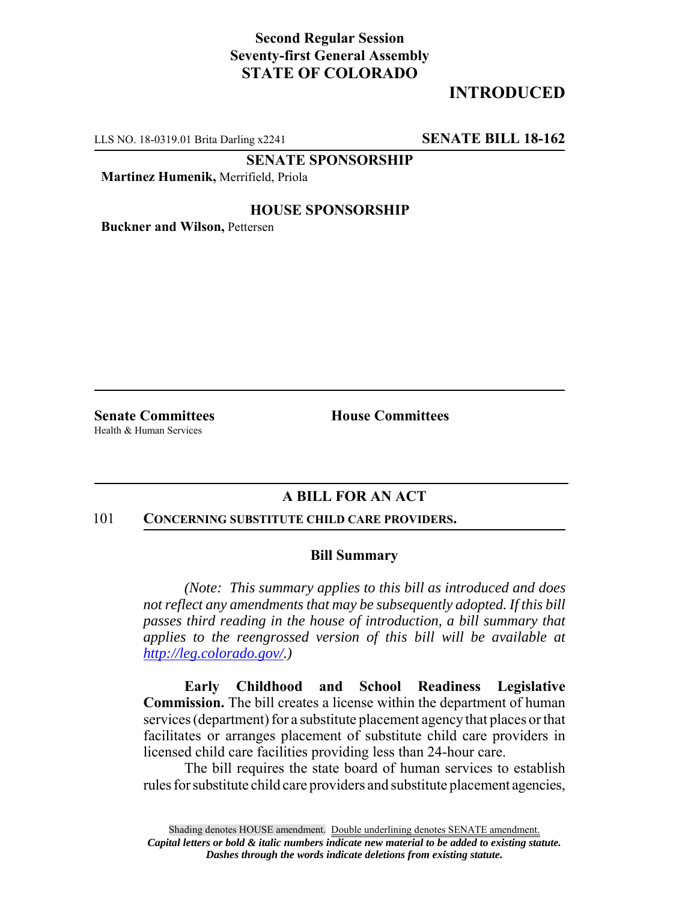**Second Regular Session**
**Seventy-first General Assembly**
**STATE OF COLORADO**

# INTRODUCED

LLS NO. 18-0319.01 Brita Darling x2241 **SENATE BILL 18-162**

**SENATE SPONSORSHIP**

**Martinez Humenik,** Merrifield, Priola

**HOUSE SPONSORSHIP**

**Buckner and Wilson,** Pettersen

**Senate Committees**
Health & Human Services

**House Committees**

## A BILL FOR AN ACT

101 **CONCERNING SUBSTITUTE CHILD CARE PROVIDERS.**

### Bill Summary

*(Note: This summary applies to this bill as introduced and does not reflect any amendments that may be subsequently adopted. If this bill passes third reading in the house of introduction, a bill summary that applies to the reengrossed version of this bill will be available at http://leg.colorado.gov/.)*

**Early Childhood and School Readiness Legislative Commission.** The bill creates a license within the department of human services (department) for a substitute placement agency that places or that facilitates or arranges placement of substitute child care providers in licensed child care facilities providing less than 24-hour care.

The bill requires the state board of human services to establish rules for substitute child care providers and substitute placement agencies,

Shading denotes HOUSE amendment. Double underlining denotes SENATE amendment.
***Capital letters or bold & italic numbers indicate new material to be added to existing statute.***
***Dashes through the words indicate deletions from existing statute.***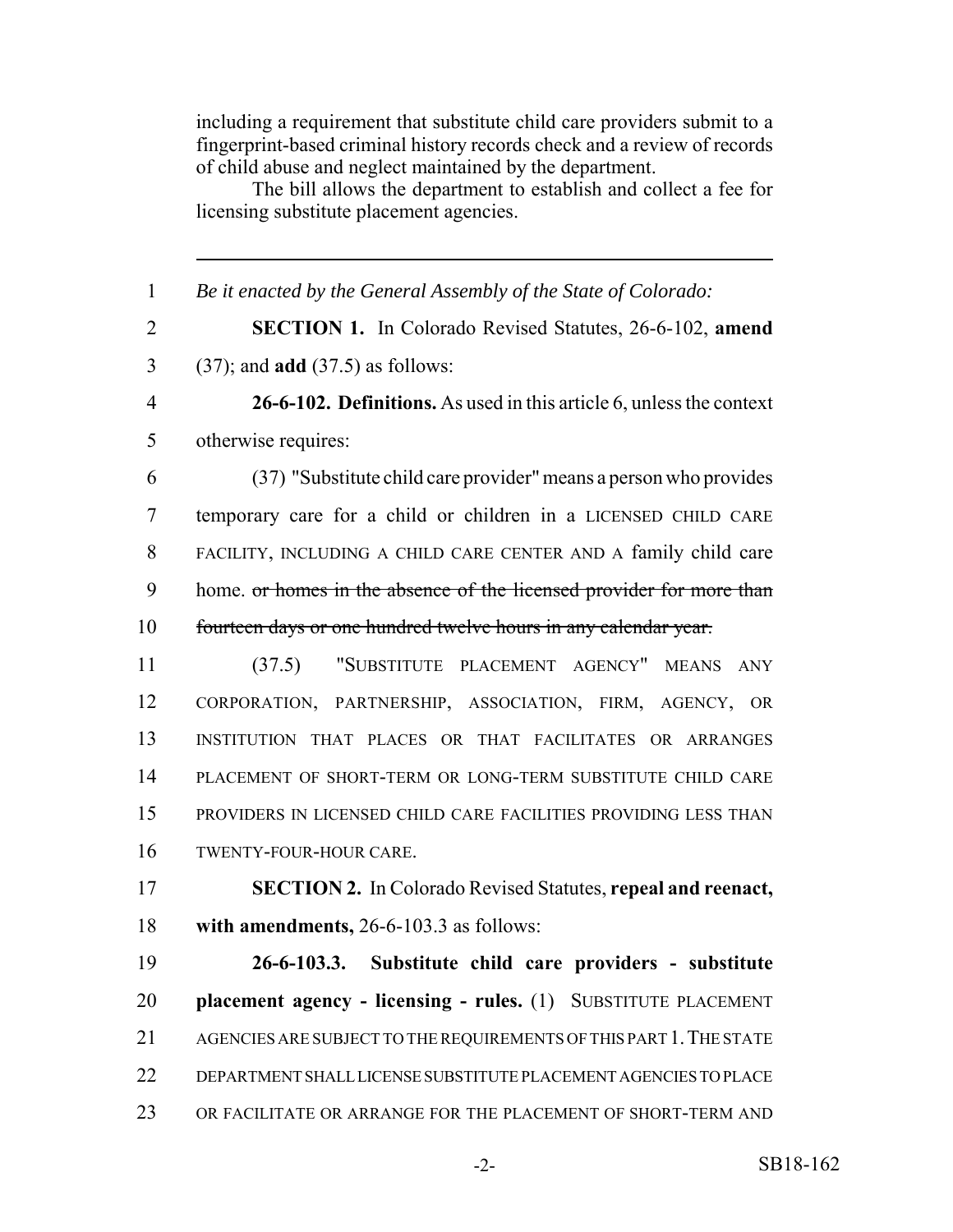including a requirement that substitute child care providers submit to a fingerprint-based criminal history records check and a review of records of child abuse and neglect maintained by the department.

The bill allows the department to establish and collect a fee for licensing substitute placement agencies.

---

1 *Be it enacted by the General Assembly of the State of Colorado:*

2 **SECTION 1.** In Colorado Revised Statutes, 26-6-102, **amend**
3 (37); and **add** (37.5) as follows:

4 **26-6-102. Definitions.** As used in this article 6, unless the context
5 otherwise requires:

6 (37) "Substitute child care provider" means a person who provides
7 temporary care for a child or children in a LICENSED CHILD CARE
8 FACILITY, INCLUDING A CHILD CARE CENTER AND A family child care
9 home. ~~or homes in the absence of the licensed provider for more than~~
10 ~~fourteen days or one hundred twelve hours in any calendar year.~~

11 (37.5) "SUBSTITUTE PLACEMENT AGENCY" MEANS ANY
12 CORPORATION, PARTNERSHIP, ASSOCIATION, FIRM, AGENCY, OR
13 INSTITUTION THAT PLACES OR THAT FACILITATES OR ARRANGES
14 PLACEMENT OF SHORT-TERM OR LONG-TERM SUBSTITUTE CHILD CARE
15 PROVIDERS IN LICENSED CHILD CARE FACILITIES PROVIDING LESS THAN
16 TWENTY-FOUR-HOUR CARE.

17 **SECTION 2.** In Colorado Revised Statutes, **repeal and reenact,**
18 **with amendments,** 26-6-103.3 as follows:

19 **26-6-103.3. Substitute child care providers - substitute**
20 **placement agency - licensing - rules.** (1) SUBSTITUTE PLACEMENT
21 AGENCIES ARE SUBJECT TO THE REQUIREMENTS OF THIS PART 1. THE STATE
22 DEPARTMENT SHALL LICENSE SUBSTITUTE PLACEMENT AGENCIES TO PLACE
23 OR FACILITATE OR ARRANGE FOR THE PLACEMENT OF SHORT-TERM AND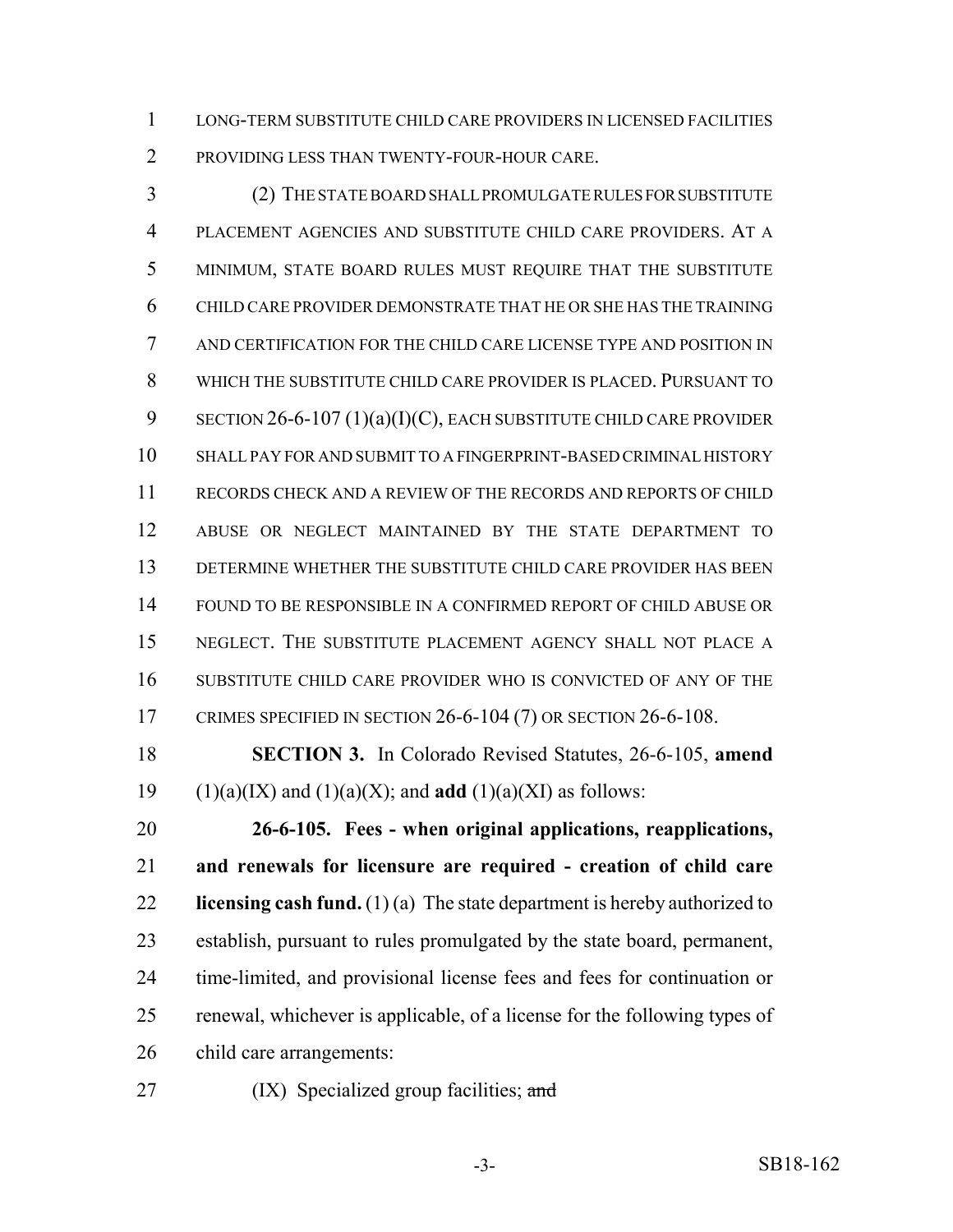LONG-TERM SUBSTITUTE CHILD CARE PROVIDERS IN LICENSED FACILITIES PROVIDING LESS THAN TWENTY-FOUR-HOUR CARE.

(2) THE STATE BOARD SHALL PROMULGATE RULES FOR SUBSTITUTE PLACEMENT AGENCIES AND SUBSTITUTE CHILD CARE PROVIDERS. AT A MINIMUM, STATE BOARD RULES MUST REQUIRE THAT THE SUBSTITUTE CHILD CARE PROVIDER DEMONSTRATE THAT HE OR SHE HAS THE TRAINING AND CERTIFICATION FOR THE CHILD CARE LICENSE TYPE AND POSITION IN WHICH THE SUBSTITUTE CHILD CARE PROVIDER IS PLACED. PURSUANT TO SECTION 26-6-107 (1)(a)(I)(C), EACH SUBSTITUTE CHILD CARE PROVIDER SHALL PAY FOR AND SUBMIT TO A FINGERPRINT-BASED CRIMINAL HISTORY RECORDS CHECK AND A REVIEW OF THE RECORDS AND REPORTS OF CHILD ABUSE OR NEGLECT MAINTAINED BY THE STATE DEPARTMENT TO DETERMINE WHETHER THE SUBSTITUTE CHILD CARE PROVIDER HAS BEEN FOUND TO BE RESPONSIBLE IN A CONFIRMED REPORT OF CHILD ABUSE OR NEGLECT. THE SUBSTITUTE PLACEMENT AGENCY SHALL NOT PLACE A SUBSTITUTE CHILD CARE PROVIDER WHO IS CONVICTED OF ANY OF THE CRIMES SPECIFIED IN SECTION 26-6-104 (7) OR SECTION 26-6-108.

**SECTION 3.** In Colorado Revised Statutes, 26-6-105, **amend** (1)(a)(IX) and (1)(a)(X); and **add** (1)(a)(XI) as follows:

**26-6-105. Fees - when original applications, reapplications, and renewals for licensure are required - creation of child care licensing cash fund.** (1) (a) The state department is hereby authorized to establish, pursuant to rules promulgated by the state board, permanent, time-limited, and provisional license fees and fees for continuation or renewal, whichever is applicable, of a license for the following types of child care arrangements:

(IX) Specialized group facilities; ~~and~~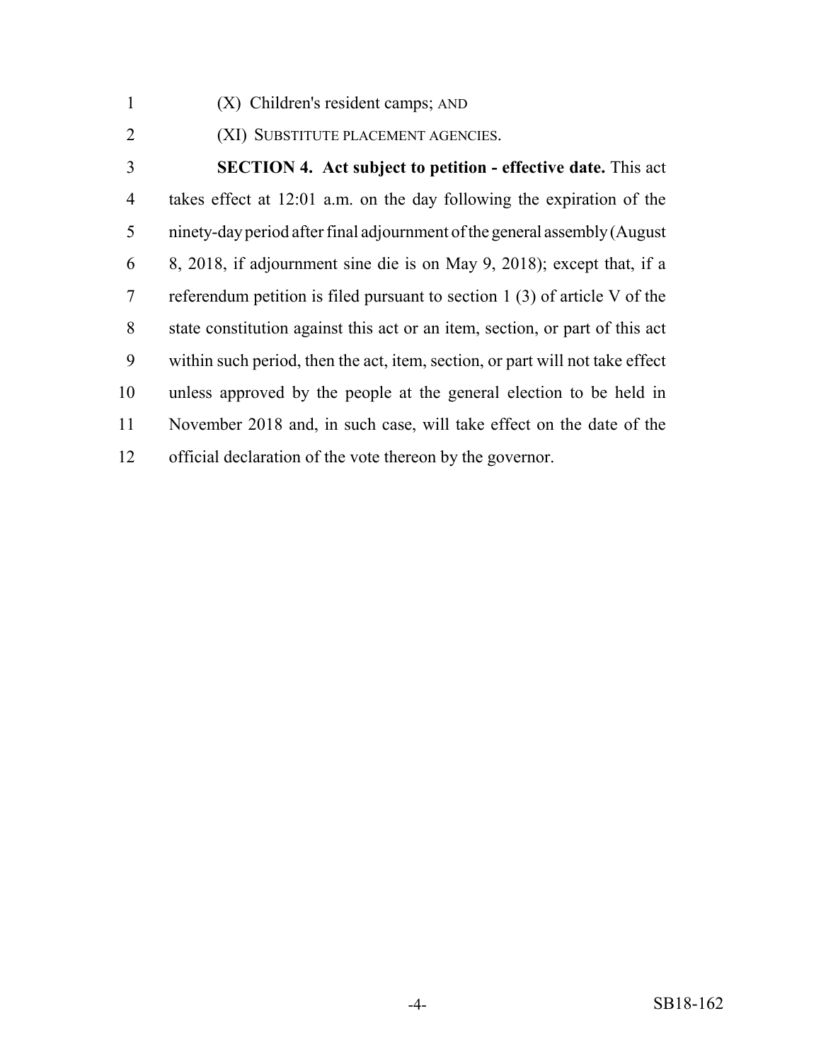(X) Children's resident camps; AND

(XI) SUBSTITUTE PLACEMENT AGENCIES.

**SECTION 4. Act subject to petition - effective date.** This act takes effect at 12:01 a.m. on the day following the expiration of the ninety-day period after final adjournment of the general assembly (August 8, 2018, if adjournment sine die is on May 9, 2018); except that, if a referendum petition is filed pursuant to section 1 (3) of article V of the state constitution against this act or an item, section, or part of this act within such period, then the act, item, section, or part will not take effect unless approved by the people at the general election to be held in November 2018 and, in such case, will take effect on the date of the official declaration of the vote thereon by the governor.